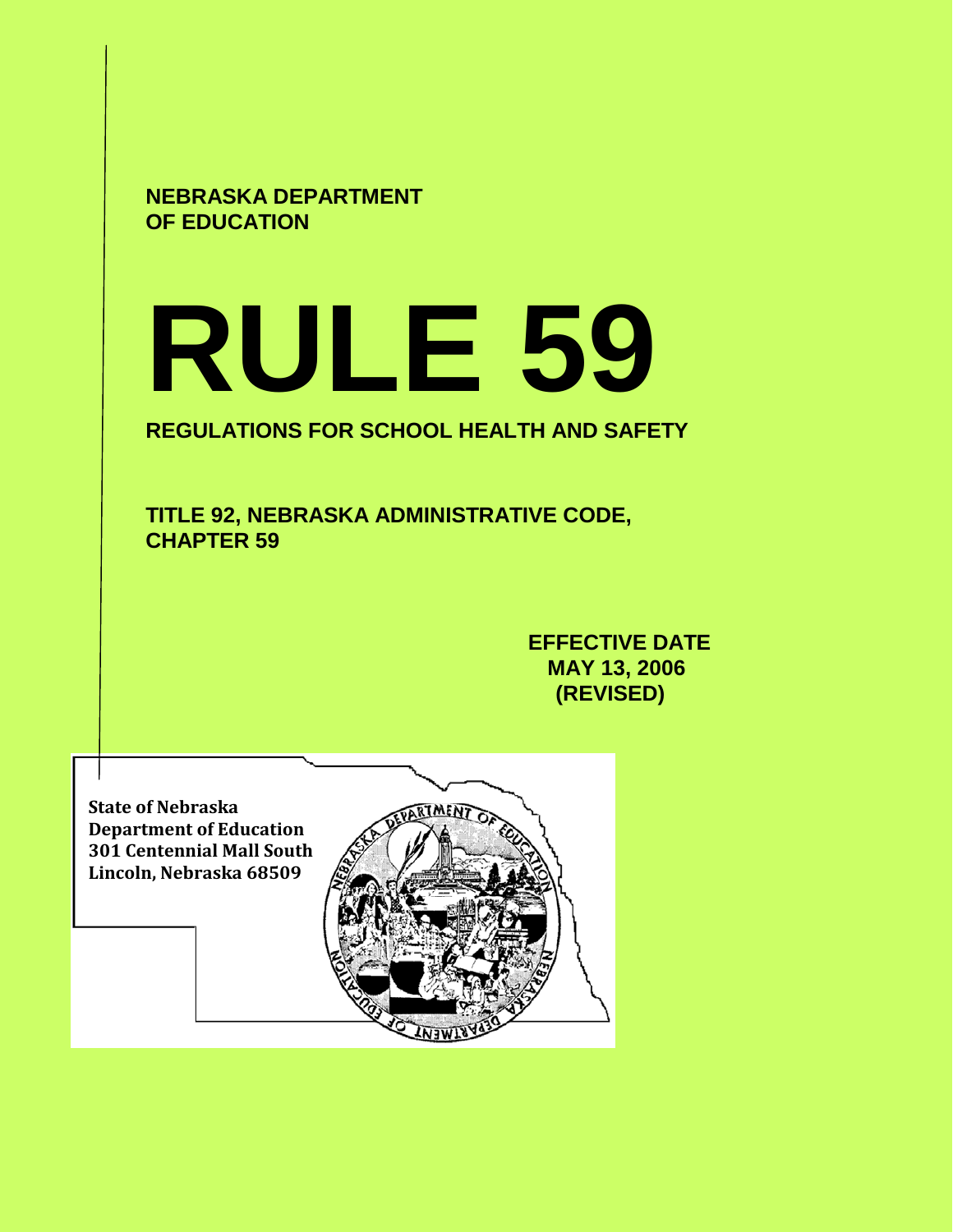**NEBRASKA DEPARTMENT OF EDUCATION**

# RULE 59

**REGULATIONS FOR SCHOOL HEALTH AND SAFETY**

**TITLE 92, NEBRASKA ADMINISTRATIVE CODE, CHAPTER 59**

**EFFECTIVE DATE**
**MAY 13, 2006**
**(REVISED)**

**State of Nebraska**
**Department of Education**
**301 Centennial Mall South**
**Lincoln, Nebraska 68509**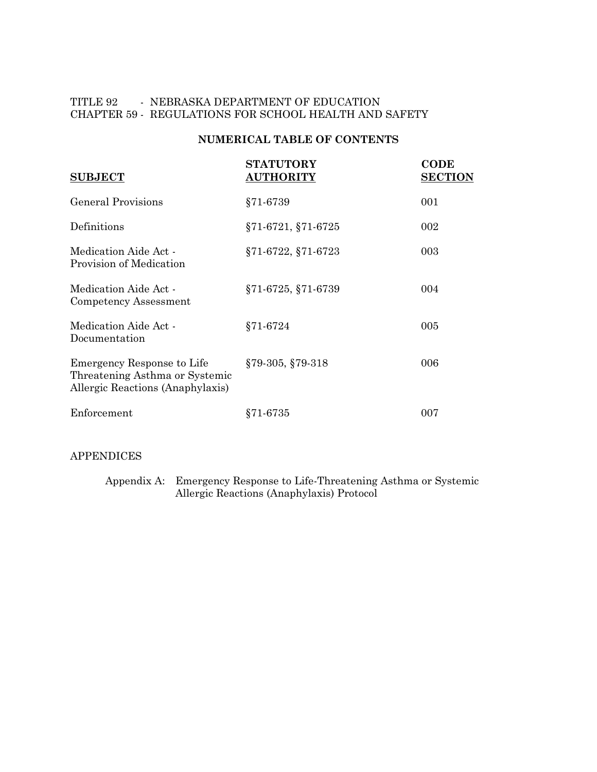TITLE 92 - NEBRASKA DEPARTMENT OF EDUCATION
CHAPTER 59 - REGULATIONS FOR SCHOOL HEALTH AND SAFETY

## NUMERICAL TABLE OF CONTENTS

| SUBJECT | STATUTORY AUTHORITY | CODE SECTION |
|---|---|---|
| General Provisions | §71-6739 | 001 |
| Definitions | §71-6721, §71-6725 | 002 |
| Medication Aide Act - Provision of Medication | §71-6722, §71-6723 | 003 |
| Medication Aide Act - Competency Assessment | §71-6725, §71-6739 | 004 |
| Medication Aide Act - Documentation | §71-6724 | 005 |
| Emergency Response to Life Threatening Asthma or Systemic Allergic Reactions (Anaphylaxis) | §79-305, §79-318 | 006 |
| Enforcement | §71-6735 | 007 |

APPENDICES

Appendix A: Emergency Response to Life-Threatening Asthma or Systemic Allergic Reactions (Anaphylaxis) Protocol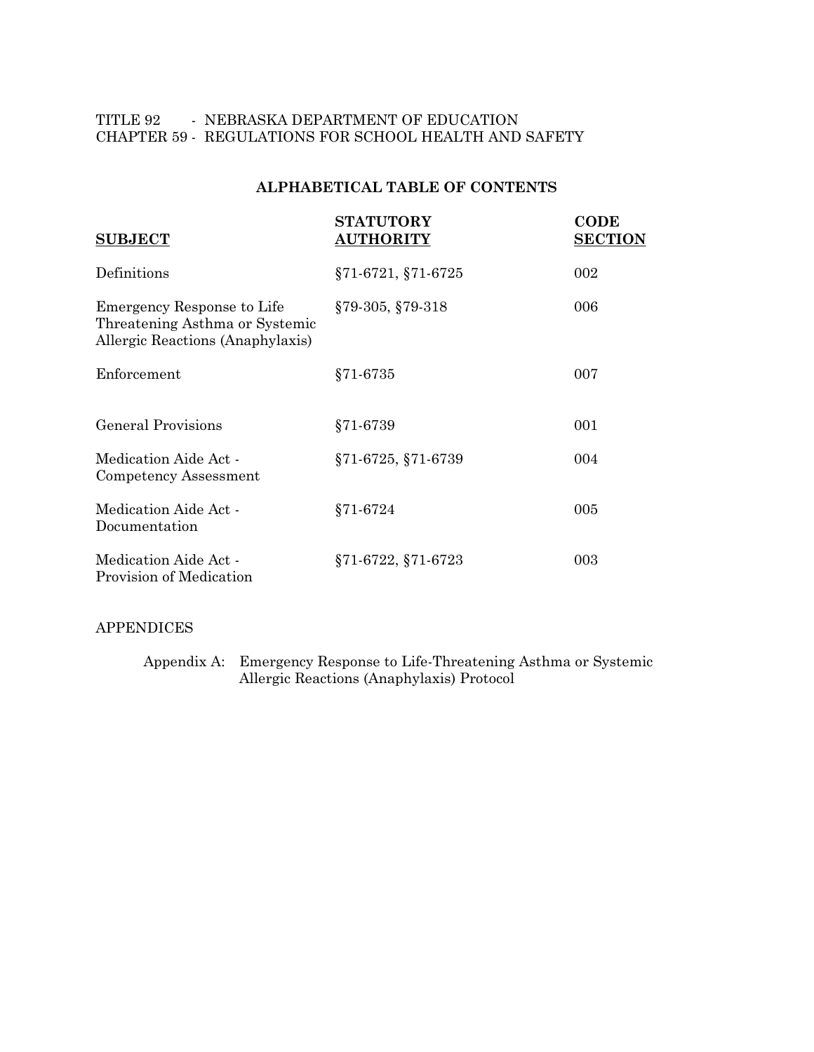TITLE 92 - NEBRASKA DEPARTMENT OF EDUCATION
CHAPTER 59 - REGULATIONS FOR SCHOOL HEALTH AND SAFETY

## ALPHABETICAL TABLE OF CONTENTS

| SUBJECT | STATUTORY AUTHORITY | CODE SECTION |
|---|---|---|
| Definitions | §71-6721, §71-6725 | 002 |
| Emergency Response to Life Threatening Asthma or Systemic Allergic Reactions (Anaphylaxis) | §79-305, §79-318 | 006 |
| Enforcement | §71-6735 | 007 |
| General Provisions | §71-6739 | 001 |
| Medication Aide Act - Competency Assessment | §71-6725, §71-6739 | 004 |
| Medication Aide Act - Documentation | §71-6724 | 005 |
| Medication Aide Act - Provision of Medication | §71-6722, §71-6723 | 003 |

APPENDICES

Appendix A: Emergency Response to Life-Threatening Asthma or Systemic Allergic Reactions (Anaphylaxis) Protocol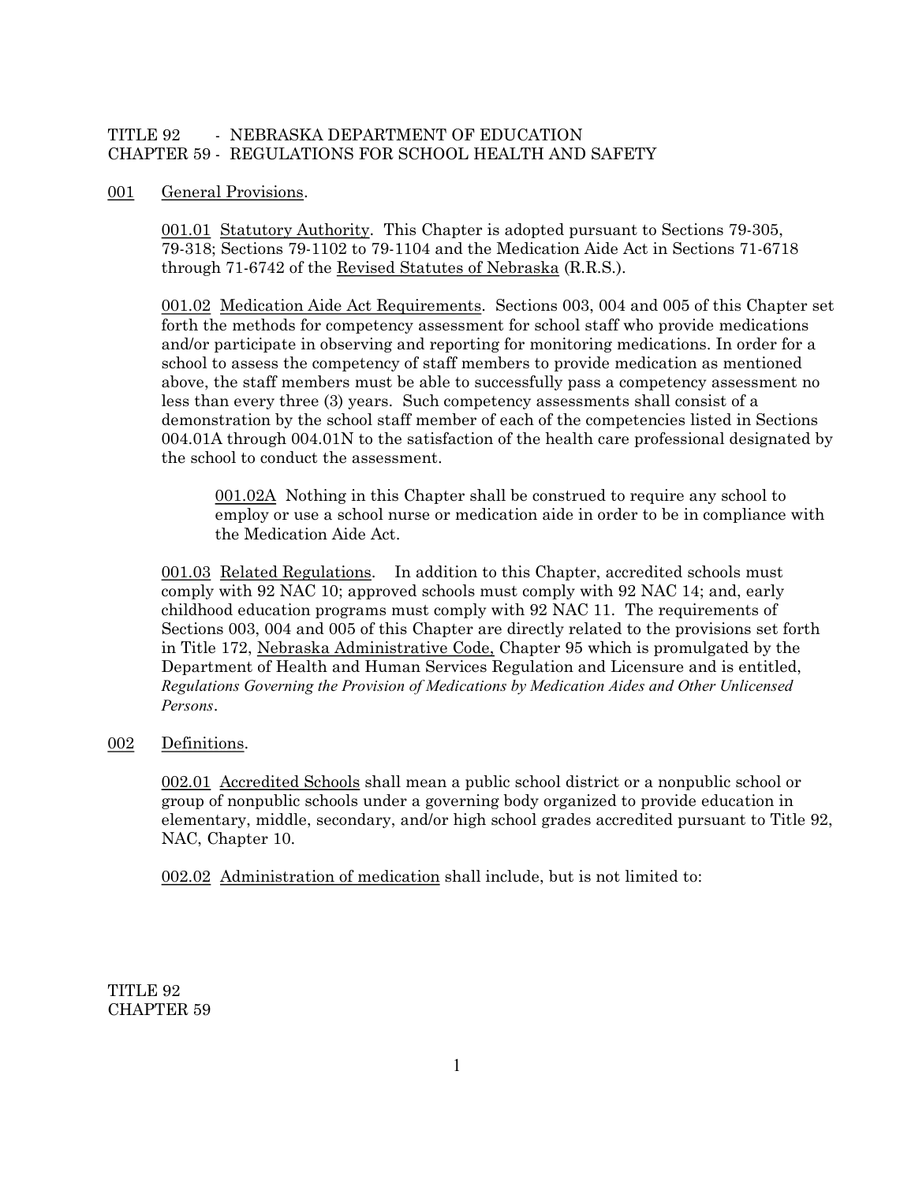TITLE 92 - NEBRASKA DEPARTMENT OF EDUCATION
CHAPTER 59 - REGULATIONS FOR SCHOOL HEALTH AND SAFETY

001 General Provisions.

001.01 Statutory Authority. This Chapter is adopted pursuant to Sections 79-305, 79-318; Sections 79-1102 to 79-1104 and the Medication Aide Act in Sections 71-6718 through 71-6742 of the Revised Statutes of Nebraska (R.R.S.).

001.02 Medication Aide Act Requirements. Sections 003, 004 and 005 of this Chapter set forth the methods for competency assessment for school staff who provide medications and/or participate in observing and reporting for monitoring medications. In order for a school to assess the competency of staff members to provide medication as mentioned above, the staff members must be able to successfully pass a competency assessment no less than every three (3) years. Such competency assessments shall consist of a demonstration by the school staff member of each of the competencies listed in Sections 004.01A through 004.01N to the satisfaction of the health care professional designated by the school to conduct the assessment.

001.02A Nothing in this Chapter shall be construed to require any school to employ or use a school nurse or medication aide in order to be in compliance with the Medication Aide Act.

001.03 Related Regulations. In addition to this Chapter, accredited schools must comply with 92 NAC 10; approved schools must comply with 92 NAC 14; and, early childhood education programs must comply with 92 NAC 11. The requirements of Sections 003, 004 and 005 of this Chapter are directly related to the provisions set forth in Title 172, Nebraska Administrative Code, Chapter 95 which is promulgated by the Department of Health and Human Services Regulation and Licensure and is entitled, *Regulations Governing the Provision of Medications by Medication Aides and Other Unlicensed Persons*.

002 Definitions.

002.01 Accredited Schools shall mean a public school district or a nonpublic school or group of nonpublic schools under a governing body organized to provide education in elementary, middle, secondary, and/or high school grades accredited pursuant to Title 92, NAC, Chapter 10.

002.02 Administration of medication shall include, but is not limited to: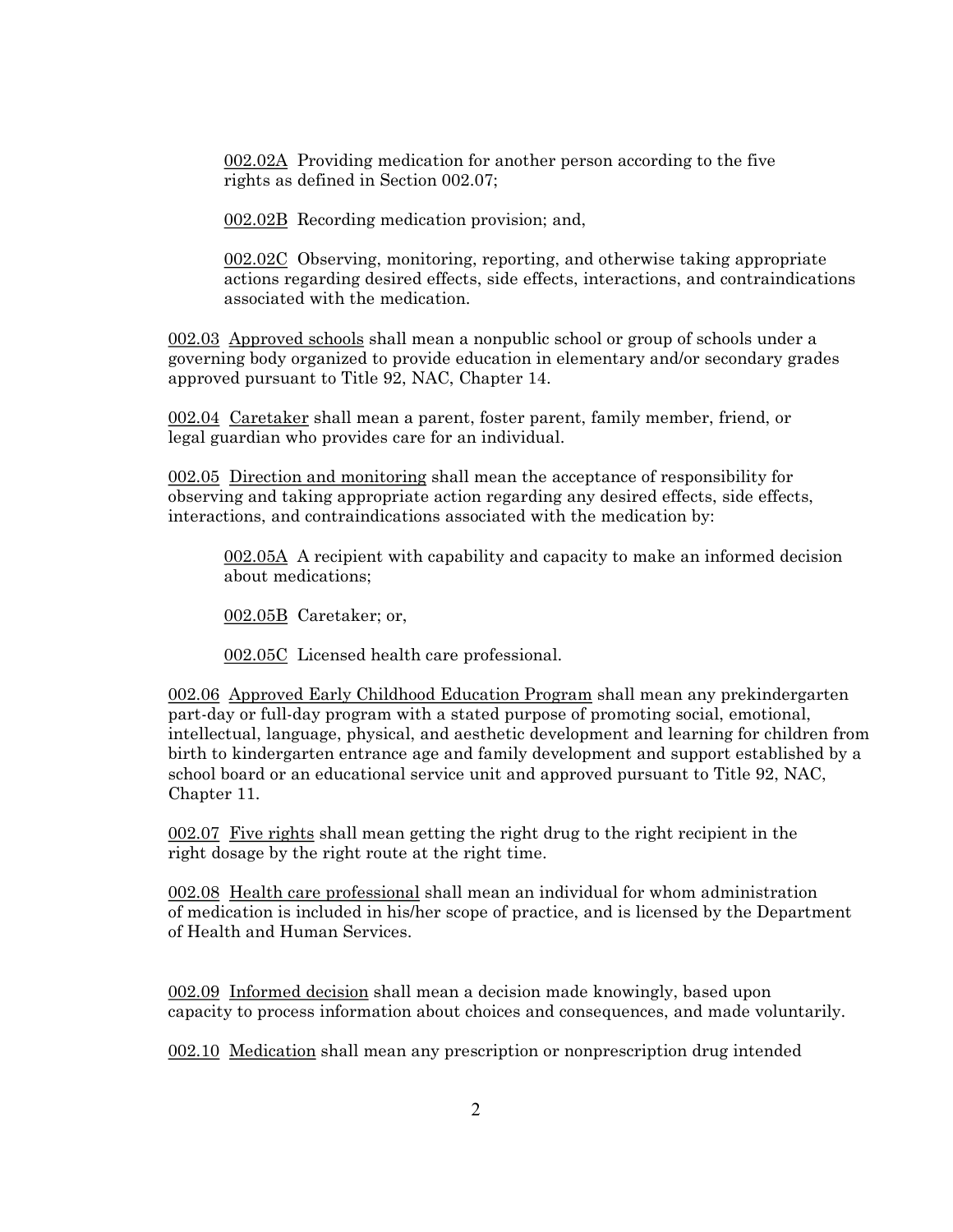002.02A Providing medication for another person according to the five rights as defined in Section 002.07;

002.02B Recording medication provision; and,

002.02C Observing, monitoring, reporting, and otherwise taking appropriate actions regarding desired effects, side effects, interactions, and contraindications associated with the medication.

002.03 Approved schools shall mean a nonpublic school or group of schools under a governing body organized to provide education in elementary and/or secondary grades approved pursuant to Title 92, NAC, Chapter 14.

002.04 Caretaker shall mean a parent, foster parent, family member, friend, or legal guardian who provides care for an individual.

002.05 Direction and monitoring shall mean the acceptance of responsibility for observing and taking appropriate action regarding any desired effects, side effects, interactions, and contraindications associated with the medication by:

002.05A A recipient with capability and capacity to make an informed decision about medications;

002.05B Caretaker; or,

002.05C Licensed health care professional.

002.06 Approved Early Childhood Education Program shall mean any prekindergarten part-day or full-day program with a stated purpose of promoting social, emotional, intellectual, language, physical, and aesthetic development and learning for children from birth to kindergarten entrance age and family development and support established by a school board or an educational service unit and approved pursuant to Title 92, NAC, Chapter 11.

002.07 Five rights shall mean getting the right drug to the right recipient in the right dosage by the right route at the right time.

002.08 Health care professional shall mean an individual for whom administration of medication is included in his/her scope of practice, and is licensed by the Department of Health and Human Services.

002.09 Informed decision shall mean a decision made knowingly, based upon capacity to process information about choices and consequences, and made voluntarily.

002.10 Medication shall mean any prescription or nonprescription drug intended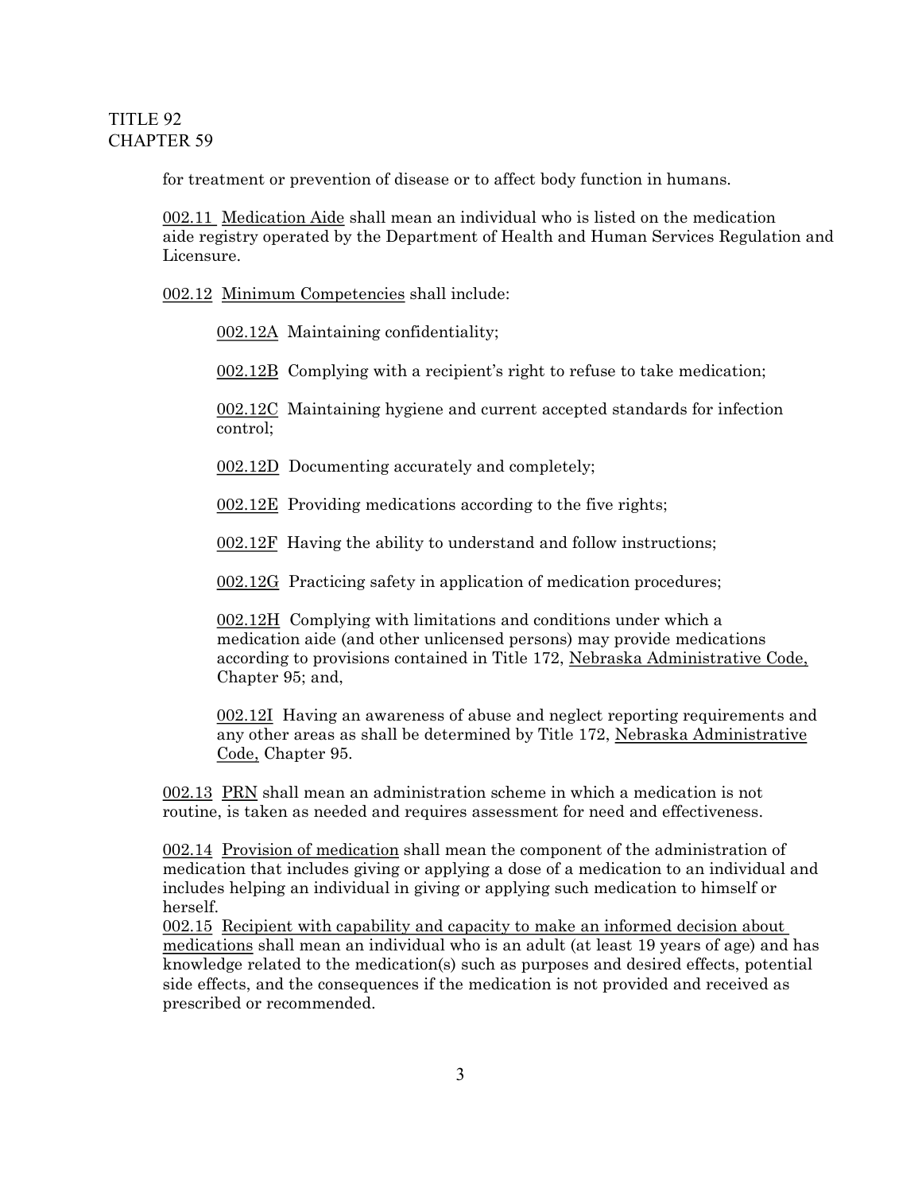for treatment or prevention of disease or to affect body function in humans.

002.11 Medication Aide shall mean an individual who is listed on the medication aide registry operated by the Department of Health and Human Services Regulation and Licensure.

002.12 Minimum Competencies shall include:

002.12A Maintaining confidentiality;

002.12B Complying with a recipient's right to refuse to take medication;

002.12C Maintaining hygiene and current accepted standards for infection control;

002.12D Documenting accurately and completely;

002.12E Providing medications according to the five rights;

002.12F Having the ability to understand and follow instructions;

002.12G Practicing safety in application of medication procedures;

002.12H Complying with limitations and conditions under which a medication aide (and other unlicensed persons) may provide medications according to provisions contained in Title 172, Nebraska Administrative Code, Chapter 95; and,

002.12I Having an awareness of abuse and neglect reporting requirements and any other areas as shall be determined by Title 172, Nebraska Administrative Code, Chapter 95.

002.13 PRN shall mean an administration scheme in which a medication is not routine, is taken as needed and requires assessment for need and effectiveness.

002.14 Provision of medication shall mean the component of the administration of medication that includes giving or applying a dose of a medication to an individual and includes helping an individual in giving or applying such medication to himself or herself.

002.15 Recipient with capability and capacity to make an informed decision about medications shall mean an individual who is an adult (at least 19 years of age) and has knowledge related to the medication(s) such as purposes and desired effects, potential side effects, and the consequences if the medication is not provided and received as prescribed or recommended.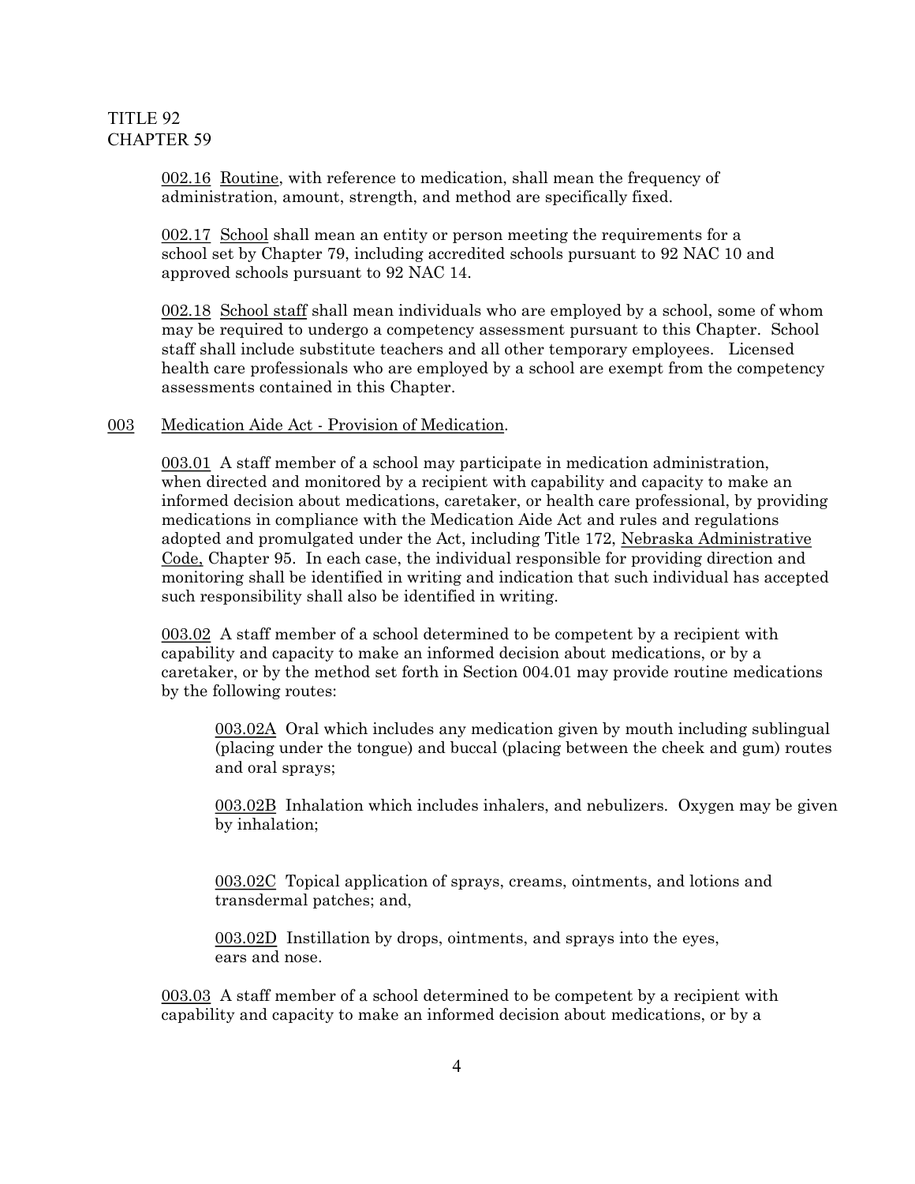TITLE 92
CHAPTER 59

002.16 Routine, with reference to medication, shall mean the frequency of administration, amount, strength, and method are specifically fixed.

002.17 School shall mean an entity or person meeting the requirements for a school set by Chapter 79, including accredited schools pursuant to 92 NAC 10 and approved schools pursuant to 92 NAC 14.

002.18 School staff shall mean individuals who are employed by a school, some of whom may be required to undergo a competency assessment pursuant to this Chapter. School staff shall include substitute teachers and all other temporary employees. Licensed health care professionals who are employed by a school are exempt from the competency assessments contained in this Chapter.

003 Medication Aide Act - Provision of Medication.

003.01 A staff member of a school may participate in medication administration, when directed and monitored by a recipient with capability and capacity to make an informed decision about medications, caretaker, or health care professional, by providing medications in compliance with the Medication Aide Act and rules and regulations adopted and promulgated under the Act, including Title 172, Nebraska Administrative Code, Chapter 95. In each case, the individual responsible for providing direction and monitoring shall be identified in writing and indication that such individual has accepted such responsibility shall also be identified in writing.

003.02 A staff member of a school determined to be competent by a recipient with capability and capacity to make an informed decision about medications, or by a caretaker, or by the method set forth in Section 004.01 may provide routine medications by the following routes:

003.02A Oral which includes any medication given by mouth including sublingual (placing under the tongue) and buccal (placing between the cheek and gum) routes and oral sprays;

003.02B Inhalation which includes inhalers, and nebulizers. Oxygen may be given by inhalation;

003.02C Topical application of sprays, creams, ointments, and lotions and transdermal patches; and,

003.02D Instillation by drops, ointments, and sprays into the eyes, ears and nose.

003.03 A staff member of a school determined to be competent by a recipient with capability and capacity to make an informed decision about medications, or by a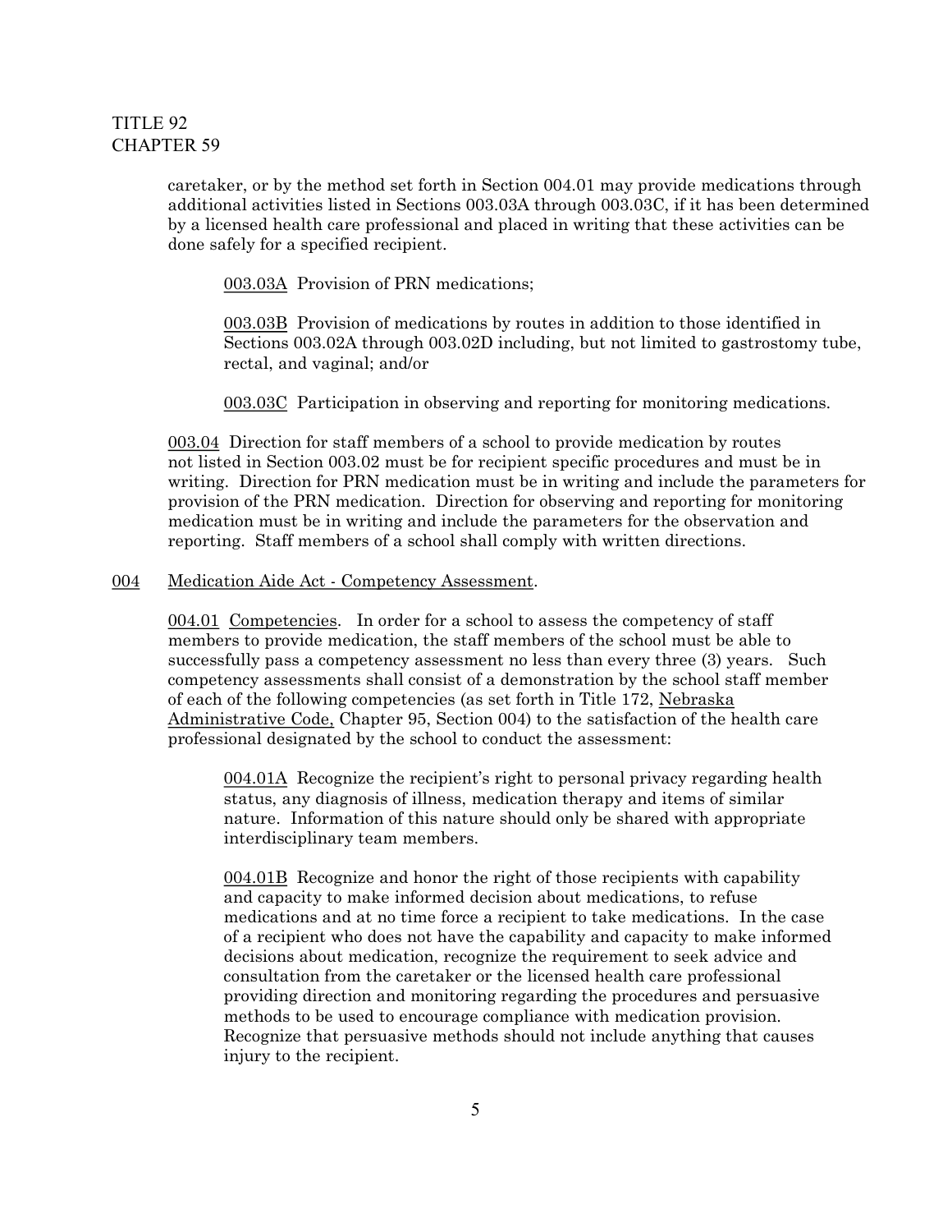caretaker, or by the method set forth in Section 004.01 may provide medications through additional activities listed in Sections 003.03A through 003.03C, if it has been determined by a licensed health care professional and placed in writing that these activities can be done safely for a specified recipient.

003.03A Provision of PRN medications;

003.03B Provision of medications by routes in addition to those identified in Sections 003.02A through 003.02D including, but not limited to gastrostomy tube, rectal, and vaginal; and/or

003.03C Participation in observing and reporting for monitoring medications.

003.04 Direction for staff members of a school to provide medication by routes not listed in Section 003.02 must be for recipient specific procedures and must be in writing. Direction for PRN medication must be in writing and include the parameters for provision of the PRN medication. Direction for observing and reporting for monitoring medication must be in writing and include the parameters for the observation and reporting. Staff members of a school shall comply with written directions.

## 004 Medication Aide Act - Competency Assessment.

004.01 Competencies. In order for a school to assess the competency of staff members to provide medication, the staff members of the school must be able to successfully pass a competency assessment no less than every three (3) years. Such competency assessments shall consist of a demonstration by the school staff member of each of the following competencies (as set forth in Title 172, Nebraska Administrative Code, Chapter 95, Section 004) to the satisfaction of the health care professional designated by the school to conduct the assessment:

004.01A Recognize the recipient's right to personal privacy regarding health status, any diagnosis of illness, medication therapy and items of similar nature. Information of this nature should only be shared with appropriate interdisciplinary team members.

004.01B Recognize and honor the right of those recipients with capability and capacity to make informed decision about medications, to refuse medications and at no time force a recipient to take medications. In the case of a recipient who does not have the capability and capacity to make informed decisions about medication, recognize the requirement to seek advice and consultation from the caretaker or the licensed health care professional providing direction and monitoring regarding the procedures and persuasive methods to be used to encourage compliance with medication provision. Recognize that persuasive methods should not include anything that causes injury to the recipient.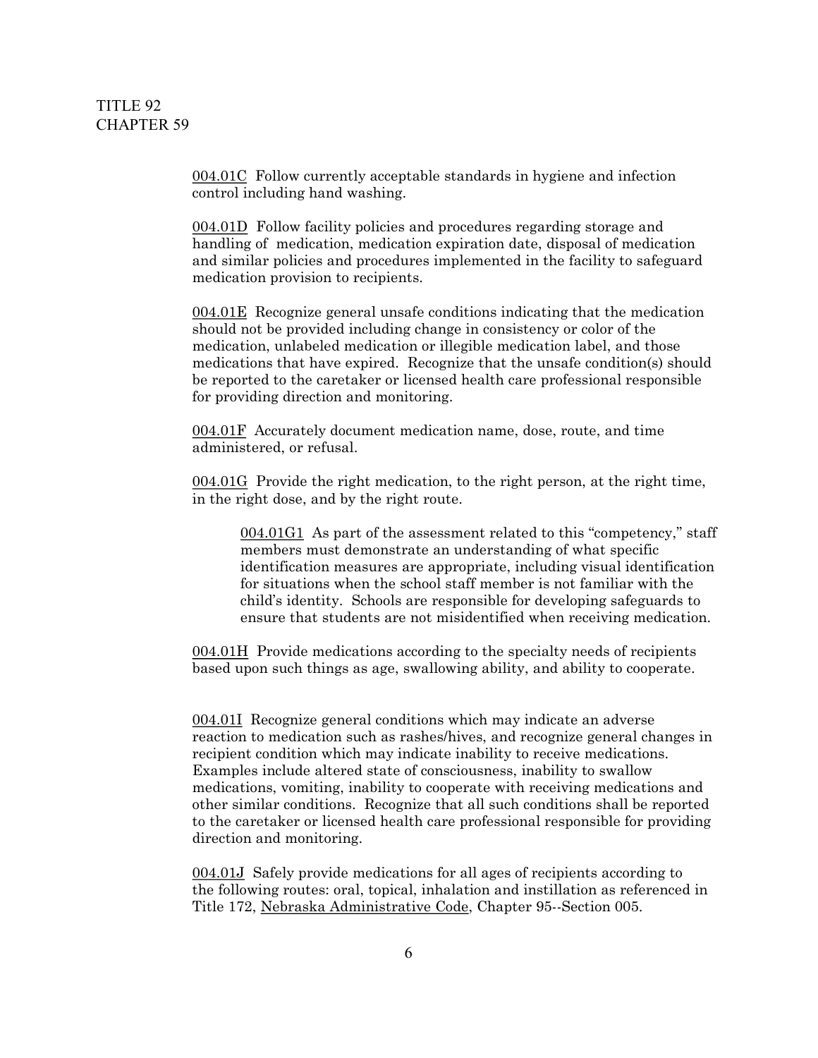004.01C Follow currently acceptable standards in hygiene and infection control including hand washing.

004.01D Follow facility policies and procedures regarding storage and handling of medication, medication expiration date, disposal of medication and similar policies and procedures implemented in the facility to safeguard medication provision to recipients.

004.01E Recognize general unsafe conditions indicating that the medication should not be provided including change in consistency or color of the medication, unlabeled medication or illegible medication label, and those medications that have expired. Recognize that the unsafe condition(s) should be reported to the caretaker or licensed health care professional responsible for providing direction and monitoring.

004.01F Accurately document medication name, dose, route, and time administered, or refusal.

004.01G Provide the right medication, to the right person, at the right time, in the right dose, and by the right route.

> 004.01G1 As part of the assessment related to this "competency," staff members must demonstrate an understanding of what specific identification measures are appropriate, including visual identification for situations when the school staff member is not familiar with the child's identity. Schools are responsible for developing safeguards to ensure that students are not misidentified when receiving medication.

004.01H Provide medications according to the specialty needs of recipients based upon such things as age, swallowing ability, and ability to cooperate.

004.01I Recognize general conditions which may indicate an adverse reaction to medication such as rashes/hives, and recognize general changes in recipient condition which may indicate inability to receive medications. Examples include altered state of consciousness, inability to swallow medications, vomiting, inability to cooperate with receiving medications and other similar conditions. Recognize that all such conditions shall be reported to the caretaker or licensed health care professional responsible for providing direction and monitoring.

004.01J Safely provide medications for all ages of recipients according to the following routes: oral, topical, inhalation and instillation as referenced in Title 172, Nebraska Administrative Code, Chapter 95--Section 005.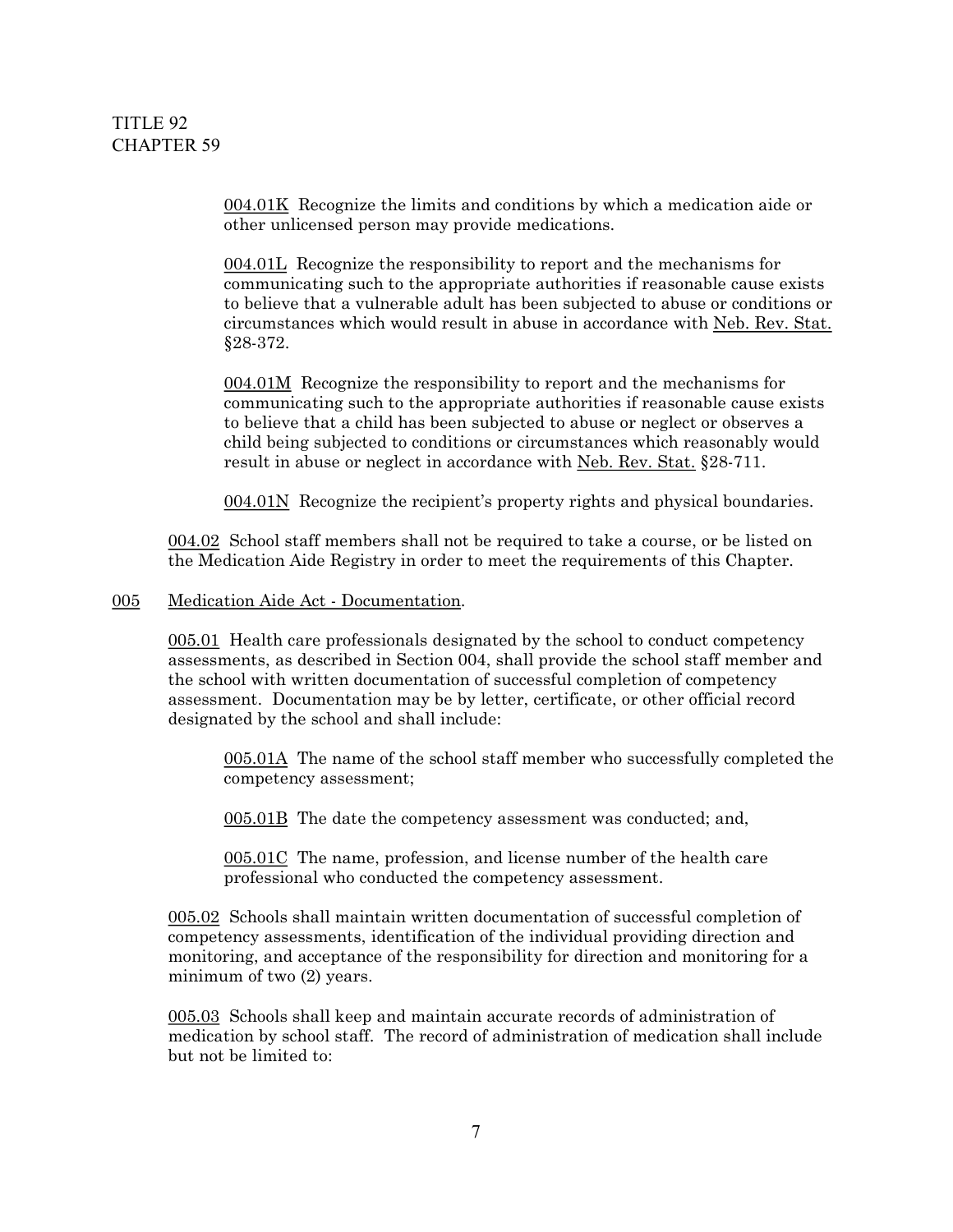004.01K Recognize the limits and conditions by which a medication aide or other unlicensed person may provide medications.

004.01L Recognize the responsibility to report and the mechanisms for communicating such to the appropriate authorities if reasonable cause exists to believe that a vulnerable adult has been subjected to abuse or conditions or circumstances which would result in abuse in accordance with Neb. Rev. Stat. §28-372.

004.01M Recognize the responsibility to report and the mechanisms for communicating such to the appropriate authorities if reasonable cause exists to believe that a child has been subjected to abuse or neglect or observes a child being subjected to conditions or circumstances which reasonably would result in abuse or neglect in accordance with Neb. Rev. Stat. §28-711.

004.01N Recognize the recipient's property rights and physical boundaries.

004.02 School staff members shall not be required to take a course, or be listed on the Medication Aide Registry in order to meet the requirements of this Chapter.

## 005 Medication Aide Act - Documentation.

005.01 Health care professionals designated by the school to conduct competency assessments, as described in Section 004, shall provide the school staff member and the school with written documentation of successful completion of competency assessment. Documentation may be by letter, certificate, or other official record designated by the school and shall include:

005.01A The name of the school staff member who successfully completed the competency assessment;

005.01B The date the competency assessment was conducted; and,

005.01C The name, profession, and license number of the health care professional who conducted the competency assessment.

005.02 Schools shall maintain written documentation of successful completion of competency assessments, identification of the individual providing direction and monitoring, and acceptance of the responsibility for direction and monitoring for a minimum of two (2) years.

005.03 Schools shall keep and maintain accurate records of administration of medication by school staff. The record of administration of medication shall include but not be limited to: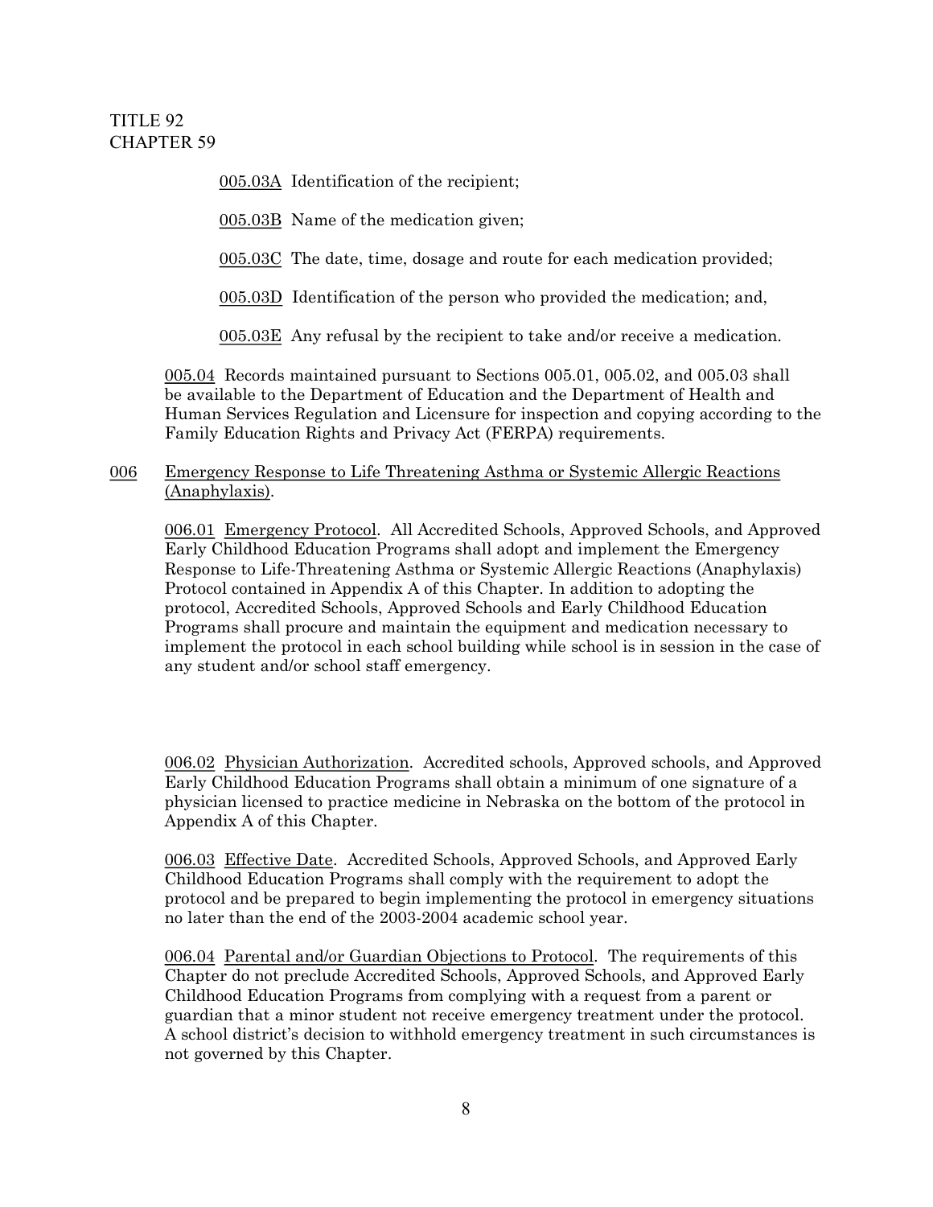005.03A Identification of the recipient;

005.03B Name of the medication given;

005.03C The date, time, dosage and route for each medication provided;

005.03D Identification of the person who provided the medication; and,

005.03E Any refusal by the recipient to take and/or receive a medication.

005.04 Records maintained pursuant to Sections 005.01, 005.02, and 005.03 shall be available to the Department of Education and the Department of Health and Human Services Regulation and Licensure for inspection and copying according to the Family Education Rights and Privacy Act (FERPA) requirements.

006 Emergency Response to Life Threatening Asthma or Systemic Allergic Reactions (Anaphylaxis).

006.01 Emergency Protocol. All Accredited Schools, Approved Schools, and Approved Early Childhood Education Programs shall adopt and implement the Emergency Response to Life-Threatening Asthma or Systemic Allergic Reactions (Anaphylaxis) Protocol contained in Appendix A of this Chapter. In addition to adopting the protocol, Accredited Schools, Approved Schools and Early Childhood Education Programs shall procure and maintain the equipment and medication necessary to implement the protocol in each school building while school is in session in the case of any student and/or school staff emergency.

006.02 Physician Authorization. Accredited schools, Approved schools, and Approved Early Childhood Education Programs shall obtain a minimum of one signature of a physician licensed to practice medicine in Nebraska on the bottom of the protocol in Appendix A of this Chapter.

006.03 Effective Date. Accredited Schools, Approved Schools, and Approved Early Childhood Education Programs shall comply with the requirement to adopt the protocol and be prepared to begin implementing the protocol in emergency situations no later than the end of the 2003-2004 academic school year.

006.04 Parental and/or Guardian Objections to Protocol. The requirements of this Chapter do not preclude Accredited Schools, Approved Schools, and Approved Early Childhood Education Programs from complying with a request from a parent or guardian that a minor student not receive emergency treatment under the protocol. A school district's decision to withhold emergency treatment in such circumstances is not governed by this Chapter.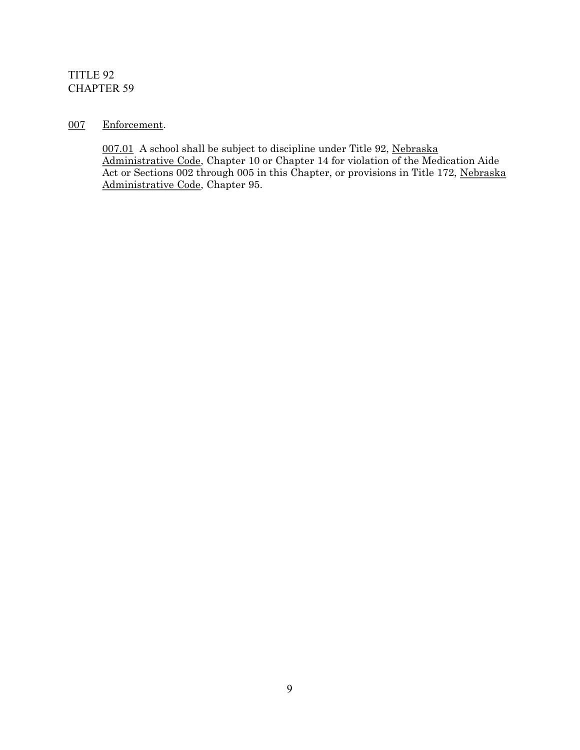TITLE 92
CHAPTER 59

## 007 Enforcement.

007.01 A school shall be subject to discipline under Title 92, Nebraska Administrative Code, Chapter 10 or Chapter 14 for violation of the Medication Aide Act or Sections 002 through 005 in this Chapter, or provisions in Title 172, Nebraska Administrative Code, Chapter 95.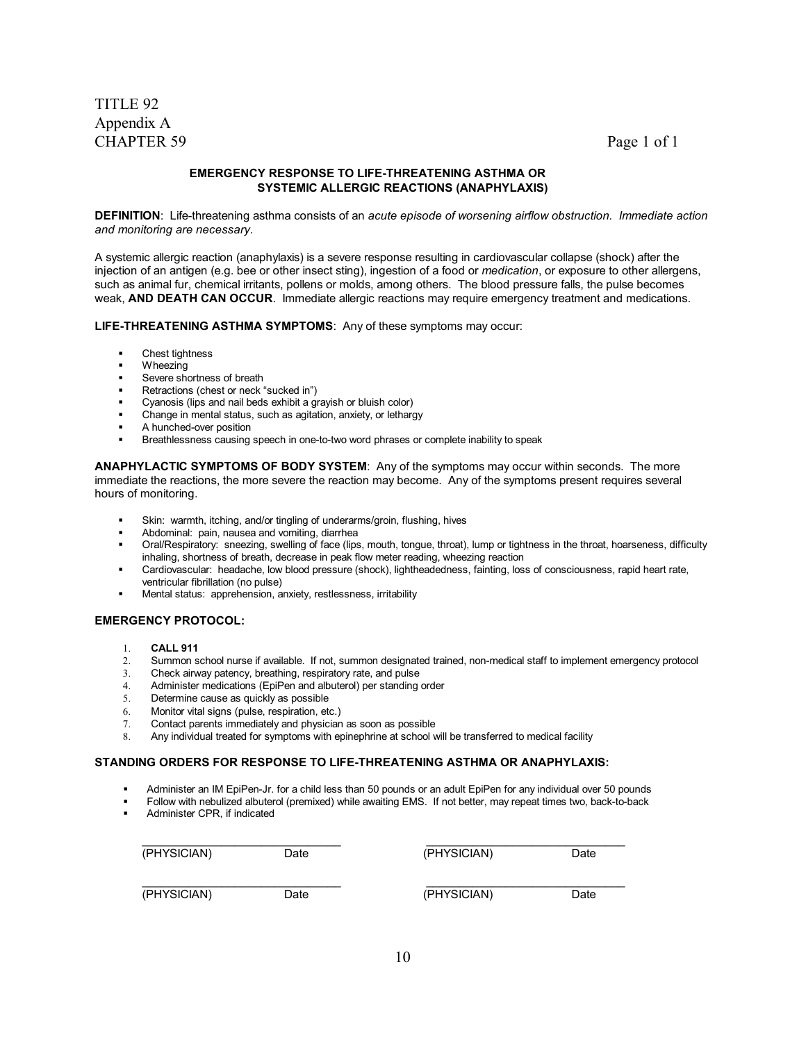TITLE 92
Appendix A
CHAPTER 59

## EMERGENCY RESPONSE TO LIFE-THREATENING ASTHMA OR SYSTEMIC ALLERGIC REACTIONS (ANAPHYLAXIS)

**DEFINITION**: Life-threatening asthma consists of an *acute episode of worsening airflow obstruction. Immediate action and monitoring are necessary.*

A systemic allergic reaction (anaphylaxis) is a severe response resulting in cardiovascular collapse (shock) after the injection of an antigen (e.g. bee or other insect sting), ingestion of a food or *medication*, or exposure to other allergens, such as animal fur, chemical irritants, pollens or molds, among others. The blood pressure falls, the pulse becomes weak, **AND DEATH CAN OCCUR**. Immediate allergic reactions may require emergency treatment and medications.

**LIFE-THREATENING ASTHMA SYMPTOMS**: Any of these symptoms may occur:

- Chest tightness
- Wheezing
- Severe shortness of breath
- Retractions (chest or neck "sucked in")
- Cyanosis (lips and nail beds exhibit a grayish or bluish color)
- Change in mental status, such as agitation, anxiety, or lethargy
- A hunched-over position
- Breathlessness causing speech in one-to-two word phrases or complete inability to speak

**ANAPHYLACTIC SYMPTOMS OF BODY SYSTEM**: Any of the symptoms may occur within seconds. The more immediate the reactions, the more severe the reaction may become. Any of the symptoms present requires several hours of monitoring.

- Skin: warmth, itching, and/or tingling of underarms/groin, flushing, hives
- Abdominal: pain, nausea and vomiting, diarrhea
- Oral/Respiratory: sneezing, swelling of face (lips, mouth, tongue, throat), lump or tightness in the throat, hoarseness, difficulty inhaling, shortness of breath, decrease in peak flow meter reading, wheezing reaction
- Cardiovascular: headache, low blood pressure (shock), lightheadedness, fainting, loss of consciousness, rapid heart rate, ventricular fibrillation (no pulse)
- Mental status: apprehension, anxiety, restlessness, irritability

**EMERGENCY PROTOCOL:**

1. **CALL 911**
2. Summon school nurse if available. If not, summon designated trained, non-medical staff to implement emergency protocol
3. Check airway patency, breathing, respiratory rate, and pulse
4. Administer medications (EpiPen and albuterol) per standing order
5. Determine cause as quickly as possible
6. Monitor vital signs (pulse, respiration, etc.)
7. Contact parents immediately and physician as soon as possible
8. Any individual treated for symptoms with epinephrine at school will be transferred to medical facility

**STANDING ORDERS FOR RESPONSE TO LIFE-THREATENING ASTHMA OR ANAPHYLAXIS:**

- Administer an IM EpiPen-Jr. for a child less than 50 pounds or an adult EpiPen for any individual over 50 pounds
- Follow with nebulized albuterol (premixed) while awaiting EMS. If not better, may repeat times two, back-to-back
- Administer CPR, if indicated

| | | | |
|---|---|---|---|
| (PHYSICIAN) | Date | (PHYSICIAN) | Date |
| (PHYSICIAN) | Date | (PHYSICIAN) | Date |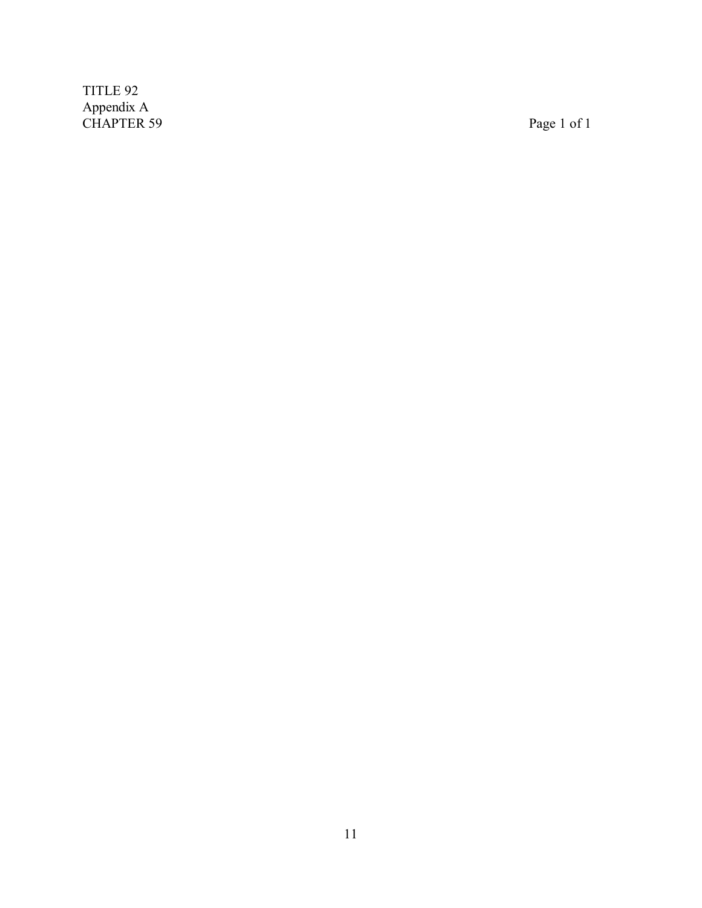TITLE 92
Appendix A
CHAPTER 59